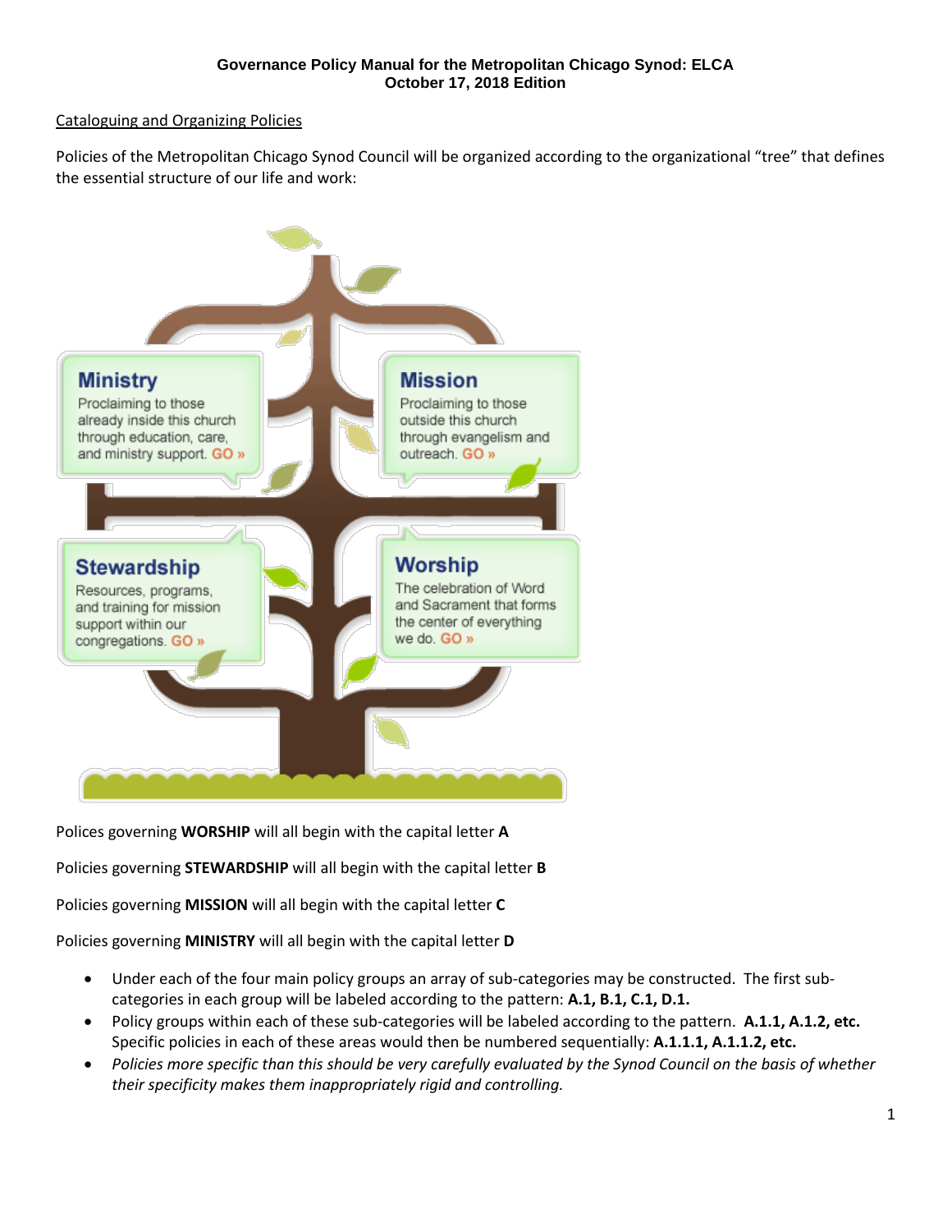**Governance Policy Manual for the Metropolitan Chicago Synod: ELCA**
**October 17, 2018 Edition**

Cataloguing and Organizing Policies

Policies of the Metropolitan Chicago Synod Council will be organized according to the organizational "tree" that defines the essential structure of our life and work:

**Ministry**
Proclaiming to those already inside this church through education, care, and ministry support. GO »

**Mission**
Proclaiming to those outside this church through evangelism and outreach. GO »

**Stewardship**
Resources, programs, and training for mission support within our congregations. GO »

**Worship**
The celebration of Word and Sacrament that forms the center of everything we do. GO »

Polices governing **WORSHIP** will all begin with the capital letter **A**

Policies governing **STEWARDSHIP** will all begin with the capital letter **B**

Policies governing **MISSION** will all begin with the capital letter **C**

Policies governing **MINISTRY** will all begin with the capital letter **D**

- Under each of the four main policy groups an array of sub-categories may be constructed. The first sub-categories in each group will be labeled according to the pattern: **A.1, B.1, C.1, D.1.**
- Policy groups within each of these sub-categories will be labeled according to the pattern. **A.1.1, A.1.2, etc.** Specific policies in each of these areas would then be numbered sequentially: **A.1.1.1, A.1.1.2, etc.**
- *Policies more specific than this should be very carefully evaluated by the Synod Council on the basis of whether their specificity makes them inappropriately rigid and controlling.*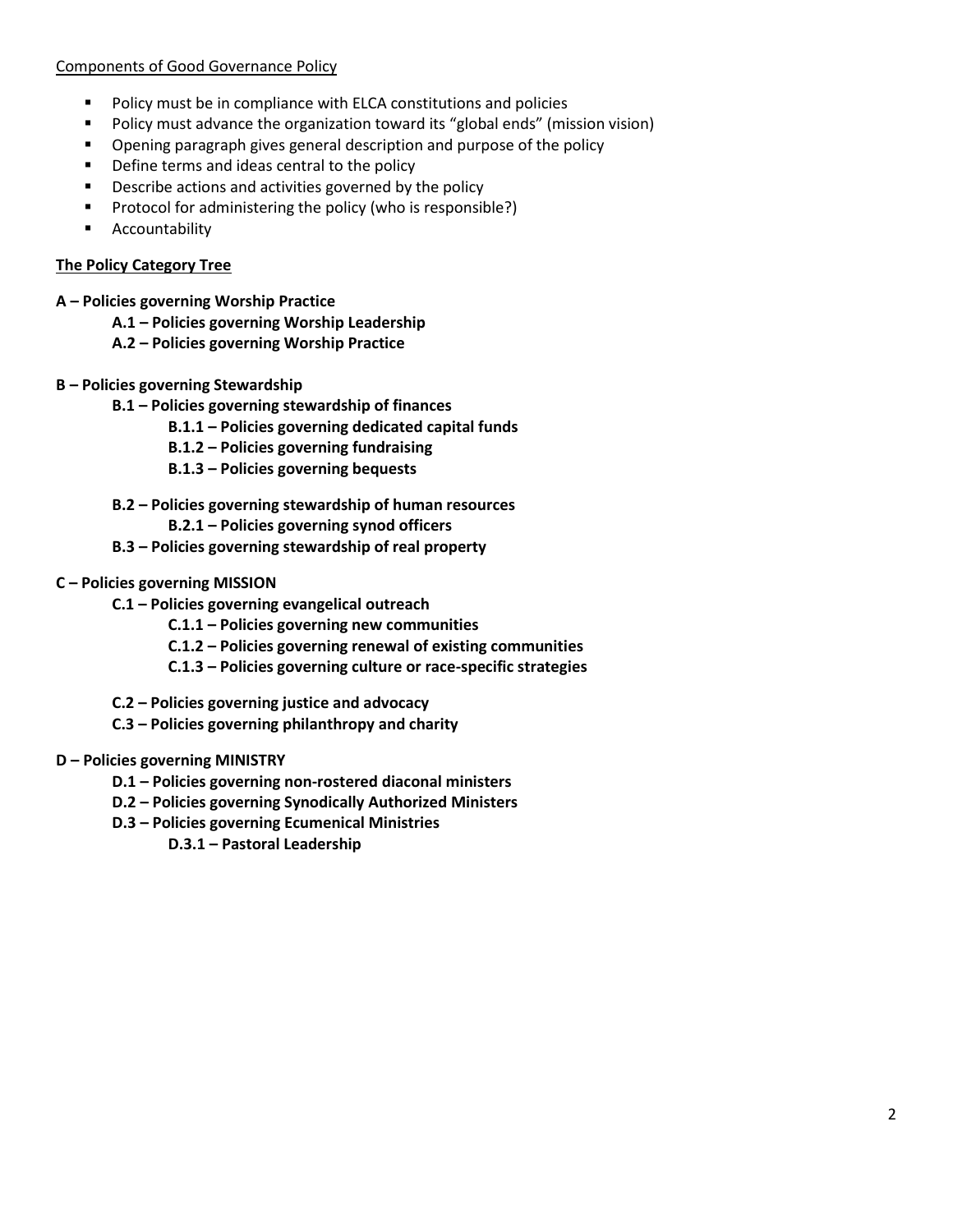Components of Good Governance Policy

- Policy must be in compliance with ELCA constitutions and policies
- Policy must advance the organization toward its "global ends" (mission vision)
- Opening paragraph gives general description and purpose of the policy
- Define terms and ideas central to the policy
- Describe actions and activities governed by the policy
- Protocol for administering the policy (who is responsible?)
- Accountability

**The Policy Category Tree**

**A – Policies governing Worship Practice**

- **A.1 – Policies governing Worship Leadership**
- **A.2 – Policies governing Worship Practice**

**B – Policies governing Stewardship**

- **B.1 – Policies governing stewardship of finances**
  - **B.1.1 – Policies governing dedicated capital funds**
  - **B.1.2 – Policies governing fundraising**
  - **B.1.3 – Policies governing bequests**
- **B.2 – Policies governing stewardship of human resources**
  - **B.2.1 – Policies governing synod officers**
- **B.3 – Policies governing stewardship of real property**

**C – Policies governing MISSION**

- **C.1 – Policies governing evangelical outreach**
  - **C.1.1 – Policies governing new communities**
  - **C.1.2 – Policies governing renewal of existing communities**
  - **C.1.3 – Policies governing culture or race-specific strategies**
- **C.2 – Policies governing justice and advocacy**
- **C.3 – Policies governing philanthropy and charity**

**D – Policies governing MINISTRY**

- **D.1 – Policies governing non-rostered diaconal ministers**
- **D.2 – Policies governing Synodically Authorized Ministers**
- **D.3 – Policies governing Ecumenical Ministries**
  - **D.3.1 – Pastoral Leadership**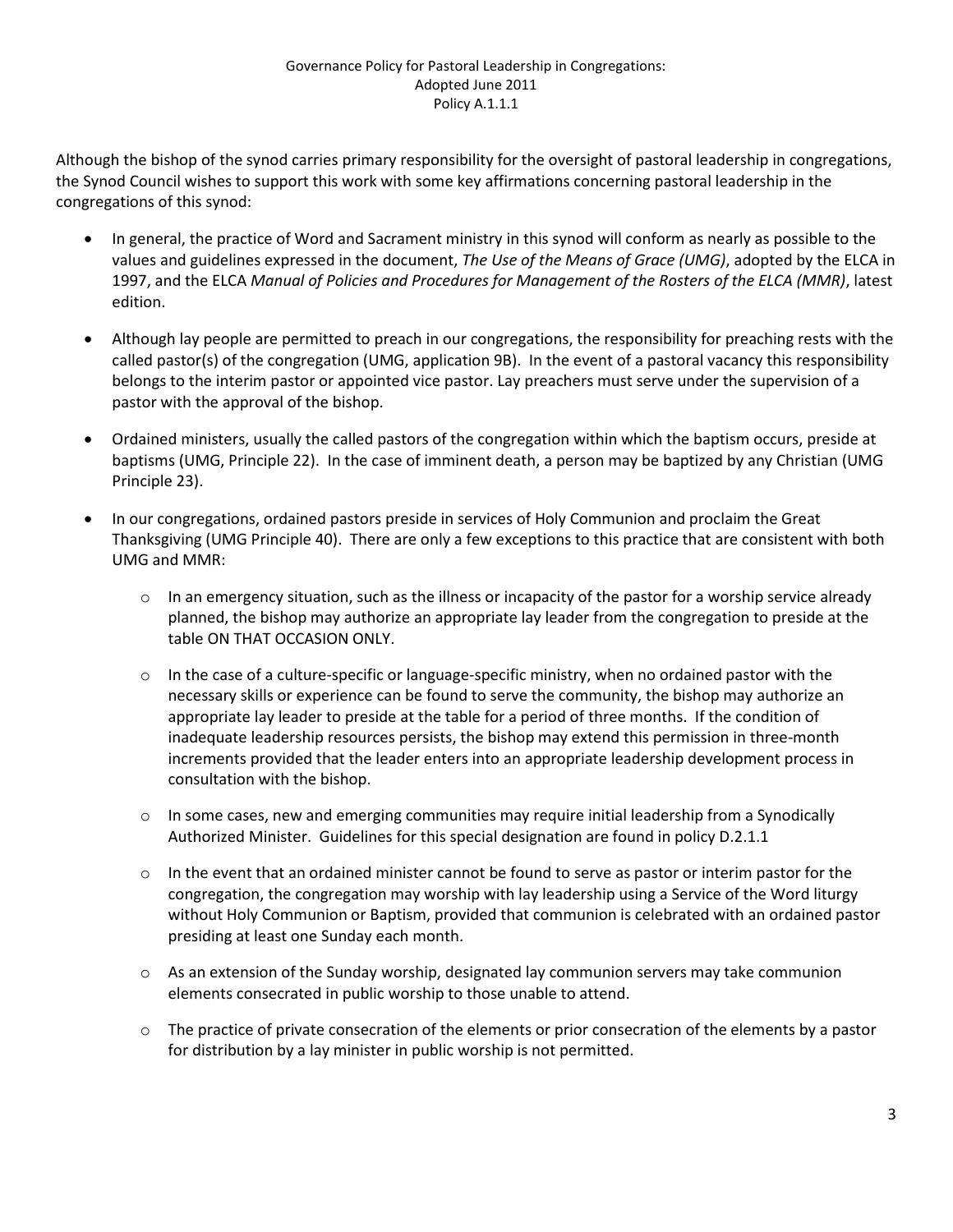Governance Policy for Pastoral Leadership in Congregations:
Adopted June 2011
Policy A.1.1.1

Although the bishop of the synod carries primary responsibility for the oversight of pastoral leadership in congregations, the Synod Council wishes to support this work with some key affirmations concerning pastoral leadership in the congregations of this synod:

- In general, the practice of Word and Sacrament ministry in this synod will conform as nearly as possible to the values and guidelines expressed in the document, *The Use of the Means of Grace (UMG)*, adopted by the ELCA in 1997, and the ELCA *Manual of Policies and Procedures for Management of the Rosters of the ELCA (MMR)*, latest edition.
- Although lay people are permitted to preach in our congregations, the responsibility for preaching rests with the called pastor(s) of the congregation (UMG, application 9B). In the event of a pastoral vacancy this responsibility belongs to the interim pastor or appointed vice pastor. Lay preachers must serve under the supervision of a pastor with the approval of the bishop.
- Ordained ministers, usually the called pastors of the congregation within which the baptism occurs, preside at baptisms (UMG, Principle 22). In the case of imminent death, a person may be baptized by any Christian (UMG Principle 23).
- In our congregations, ordained pastors preside in services of Holy Communion and proclaim the Great Thanksgiving (UMG Principle 40). There are only a few exceptions to this practice that are consistent with both UMG and MMR:
  - In an emergency situation, such as the illness or incapacity of the pastor for a worship service already planned, the bishop may authorize an appropriate lay leader from the congregation to preside at the table ON THAT OCCASION ONLY.
  - In the case of a culture-specific or language-specific ministry, when no ordained pastor with the necessary skills or experience can be found to serve the community, the bishop may authorize an appropriate lay leader to preside at the table for a period of three months. If the condition of inadequate leadership resources persists, the bishop may extend this permission in three-month increments provided that the leader enters into an appropriate leadership development process in consultation with the bishop.
  - In some cases, new and emerging communities may require initial leadership from a Synodically Authorized Minister. Guidelines for this special designation are found in policy D.2.1.1
  - In the event that an ordained minister cannot be found to serve as pastor or interim pastor for the congregation, the congregation may worship with lay leadership using a Service of the Word liturgy without Holy Communion or Baptism, provided that communion is celebrated with an ordained pastor presiding at least one Sunday each month.
  - As an extension of the Sunday worship, designated lay communion servers may take communion elements consecrated in public worship to those unable to attend.
  - The practice of private consecration of the elements or prior consecration of the elements by a pastor for distribution by a lay minister in public worship is not permitted.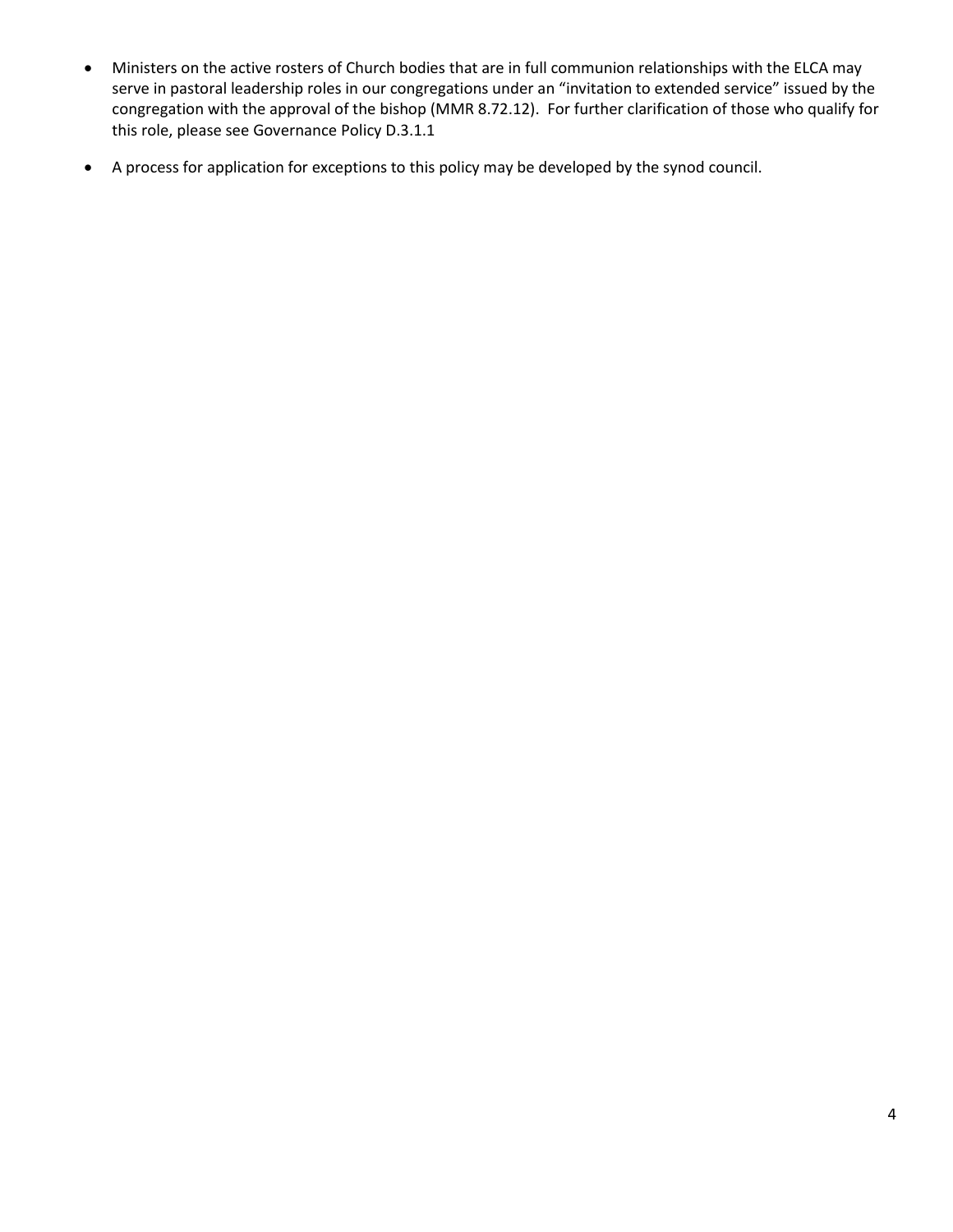- Ministers on the active rosters of Church bodies that are in full communion relationships with the ELCA may serve in pastoral leadership roles in our congregations under an "invitation to extended service" issued by the congregation with the approval of the bishop (MMR 8.72.12). For further clarification of those who qualify for this role, please see Governance Policy D.3.1.1

- A process for application for exceptions to this policy may be developed by the synod council.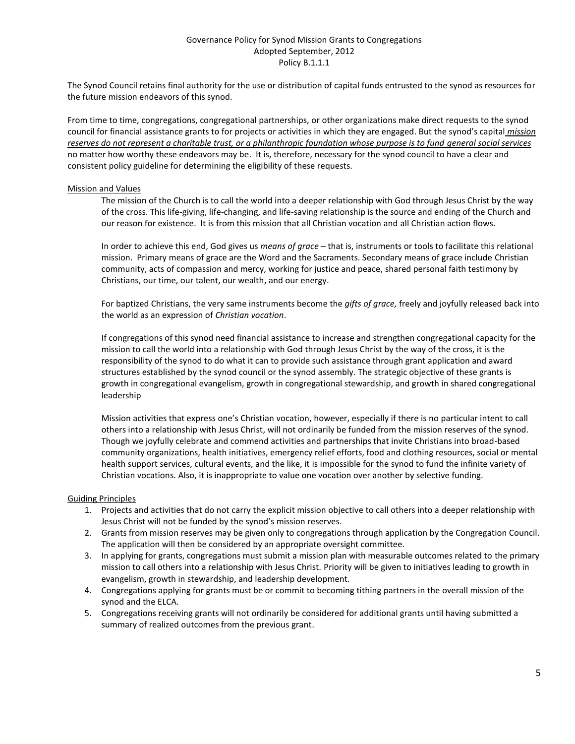# Governance Policy for Synod Mission Grants to Congregations
Adopted September, 2012
Policy B.1.1.1

The Synod Council retains final authority for the use or distribution of capital funds entrusted to the synod as resources for the future mission endeavors of this synod.

From time to time, congregations, congregational partnerships, or other organizations make direct requests to the synod council for financial assistance grants to for projects or activities in which they are engaged. But the synod's capital *mission reserves do not represent a charitable trust, or a philanthropic foundation whose purpose is to fund general social services* no matter how worthy these endeavors may be. It is, therefore, necessary for the synod council to have a clear and consistent policy guideline for determining the eligibility of these requests.

## Mission and Values

The mission of the Church is to call the world into a deeper relationship with God through Jesus Christ by the way of the cross. This life-giving, life-changing, and life-saving relationship is the source and ending of the Church and our reason for existence. It is from this mission that all Christian vocation and all Christian action flows.

In order to achieve this end, God gives us *means of grace* – that is, instruments or tools to facilitate this relational mission. Primary means of grace are the Word and the Sacraments. Secondary means of grace include Christian community, acts of compassion and mercy, working for justice and peace, shared personal faith testimony by Christians, our time, our talent, our wealth, and our energy.

For baptized Christians, the very same instruments become the *gifts of grace,* freely and joyfully released back into the world as an expression of *Christian vocation*.

If congregations of this synod need financial assistance to increase and strengthen congregational capacity for the mission to call the world into a relationship with God through Jesus Christ by the way of the cross, it is the responsibility of the synod to do what it can to provide such assistance through grant application and award structures established by the synod council or the synod assembly. The strategic objective of these grants is growth in congregational evangelism, growth in congregational stewardship, and growth in shared congregational leadership

Mission activities that express one's Christian vocation, however, especially if there is no particular intent to call others into a relationship with Jesus Christ, will not ordinarily be funded from the mission reserves of the synod. Though we joyfully celebrate and commend activities and partnerships that invite Christians into broad-based community organizations, health initiatives, emergency relief efforts, food and clothing resources, social or mental health support services, cultural events, and the like, it is impossible for the synod to fund the infinite variety of Christian vocations. Also, it is inappropriate to value one vocation over another by selective funding.

## Guiding Principles

1. Projects and activities that do not carry the explicit mission objective to call others into a deeper relationship with Jesus Christ will not be funded by the synod's mission reserves.
2. Grants from mission reserves may be given only to congregations through application by the Congregation Council. The application will then be considered by an appropriate oversight committee.
3. In applying for grants, congregations must submit a mission plan with measurable outcomes related to the primary mission to call others into a relationship with Jesus Christ. Priority will be given to initiatives leading to growth in evangelism, growth in stewardship, and leadership development.
4. Congregations applying for grants must be or commit to becoming tithing partners in the overall mission of the synod and the ELCA.
5. Congregations receiving grants will not ordinarily be considered for additional grants until having submitted a summary of realized outcomes from the previous grant.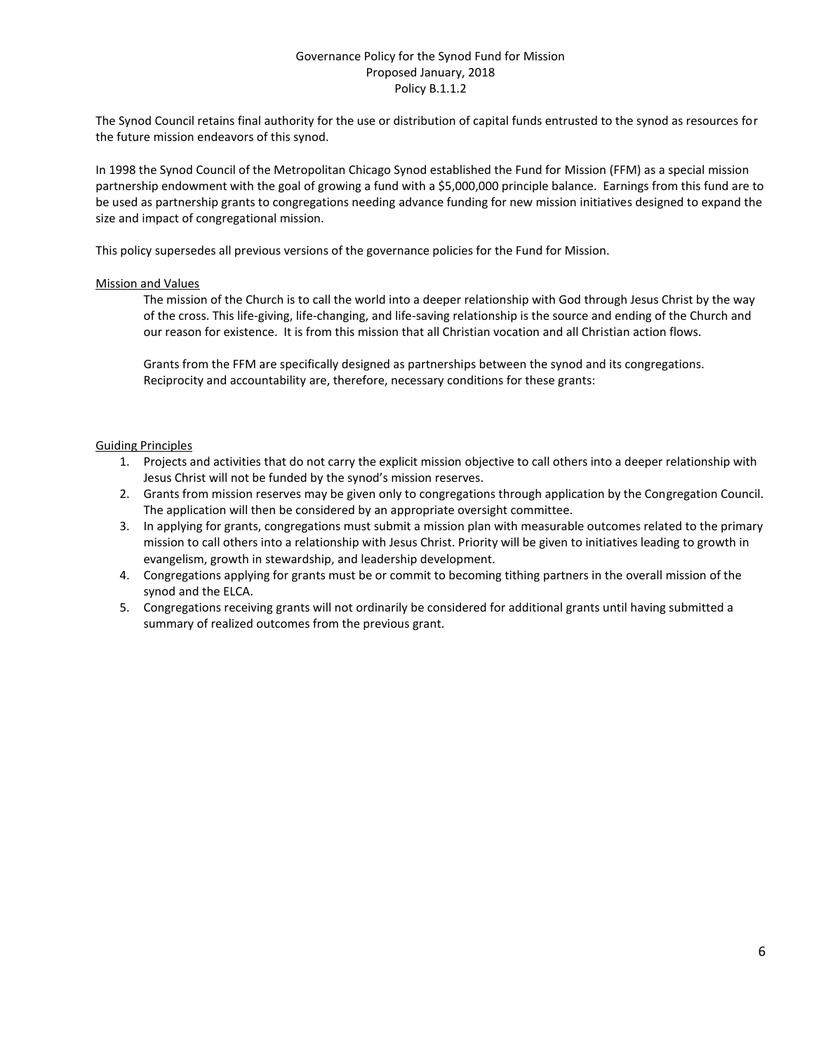# Governance Policy for the Synod Fund for Mission
## Proposed January, 2018
## Policy B.1.1.2

The Synod Council retains final authority for the use or distribution of capital funds entrusted to the synod as resources for the future mission endeavors of this synod.

In 1998 the Synod Council of the Metropolitan Chicago Synod established the Fund for Mission (FFM) as a special mission partnership endowment with the goal of growing a fund with a $5,000,000 principle balance. Earnings from this fund are to be used as partnership grants to congregations needing advance funding for new mission initiatives designed to expand the size and impact of congregational mission.

This policy supersedes all previous versions of the governance policies for the Fund for Mission.

### Mission and Values

The mission of the Church is to call the world into a deeper relationship with God through Jesus Christ by the way of the cross. This life-giving, life-changing, and life-saving relationship is the source and ending of the Church and our reason for existence. It is from this mission that all Christian vocation and all Christian action flows.

Grants from the FFM are specifically designed as partnerships between the synod and its congregations. Reciprocity and accountability are, therefore, necessary conditions for these grants:

### Guiding Principles

1. Projects and activities that do not carry the explicit mission objective to call others into a deeper relationship with Jesus Christ will not be funded by the synod's mission reserves.
2. Grants from mission reserves may be given only to congregations through application by the Congregation Council. The application will then be considered by an appropriate oversight committee.
3. In applying for grants, congregations must submit a mission plan with measurable outcomes related to the primary mission to call others into a relationship with Jesus Christ. Priority will be given to initiatives leading to growth in evangelism, growth in stewardship, and leadership development.
4. Congregations applying for grants must be or commit to becoming tithing partners in the overall mission of the synod and the ELCA.
5. Congregations receiving grants will not ordinarily be considered for additional grants until having submitted a summary of realized outcomes from the previous grant.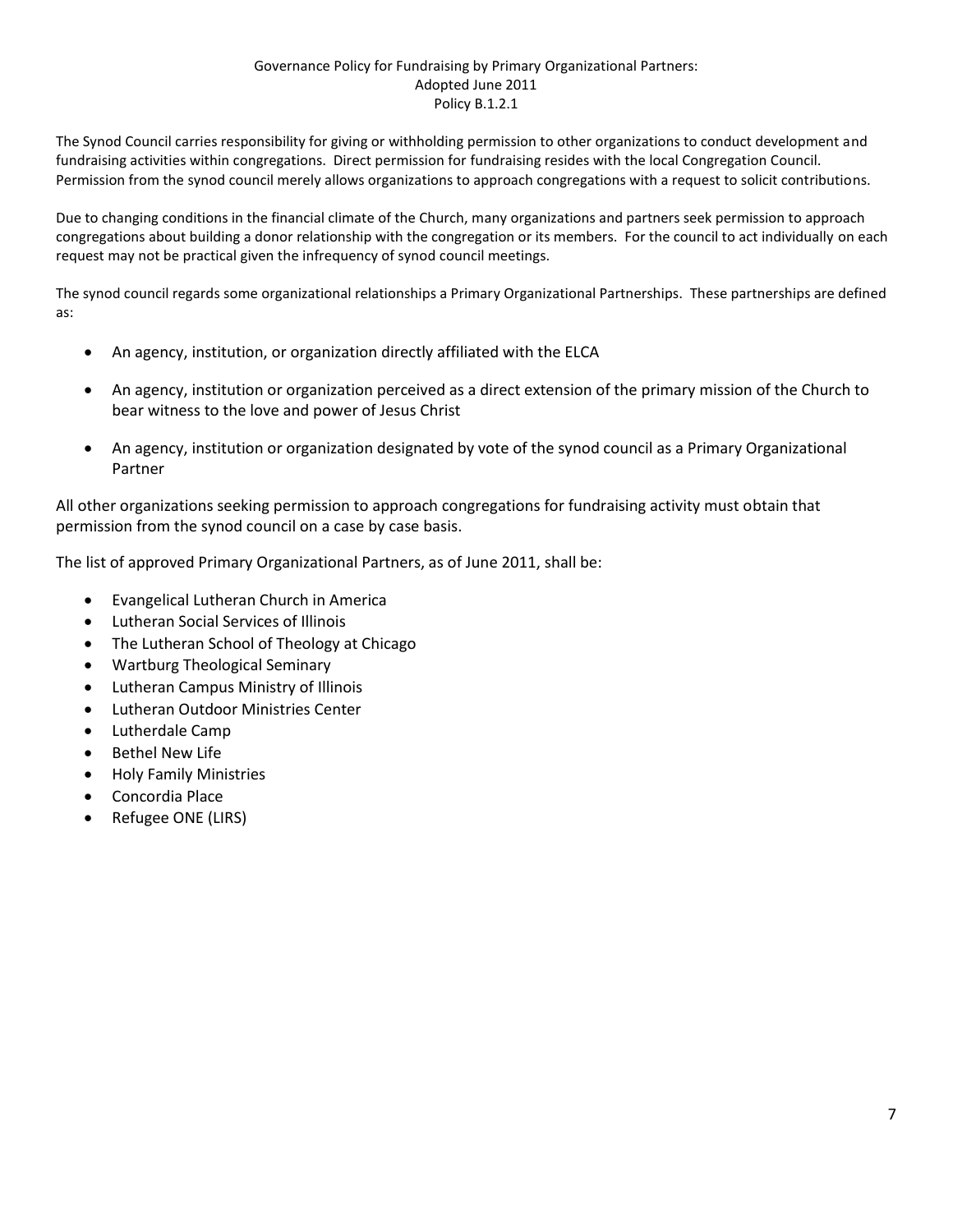# Governance Policy for Fundraising by Primary Organizational Partners:
## Adopted June 2011
## Policy B.1.2.1

The Synod Council carries responsibility for giving or withholding permission to other organizations to conduct development and fundraising activities within congregations. Direct permission for fundraising resides with the local Congregation Council. Permission from the synod council merely allows organizations to approach congregations with a request to solicit contributions.

Due to changing conditions in the financial climate of the Church, many organizations and partners seek permission to approach congregations about building a donor relationship with the congregation or its members. For the council to act individually on each request may not be practical given the infrequency of synod council meetings.

The synod council regards some organizational relationships a Primary Organizational Partnerships. These partnerships are defined as:

- An agency, institution, or organization directly affiliated with the ELCA
- An agency, institution or organization perceived as a direct extension of the primary mission of the Church to bear witness to the love and power of Jesus Christ
- An agency, institution or organization designated by vote of the synod council as a Primary Organizational Partner

All other organizations seeking permission to approach congregations for fundraising activity must obtain that permission from the synod council on a case by case basis.

The list of approved Primary Organizational Partners, as of June 2011, shall be:

- Evangelical Lutheran Church in America
- Lutheran Social Services of Illinois
- The Lutheran School of Theology at Chicago
- Wartburg Theological Seminary
- Lutheran Campus Ministry of Illinois
- Lutheran Outdoor Ministries Center
- Lutherdale Camp
- Bethel New Life
- Holy Family Ministries
- Concordia Place
- Refugee ONE (LIRS)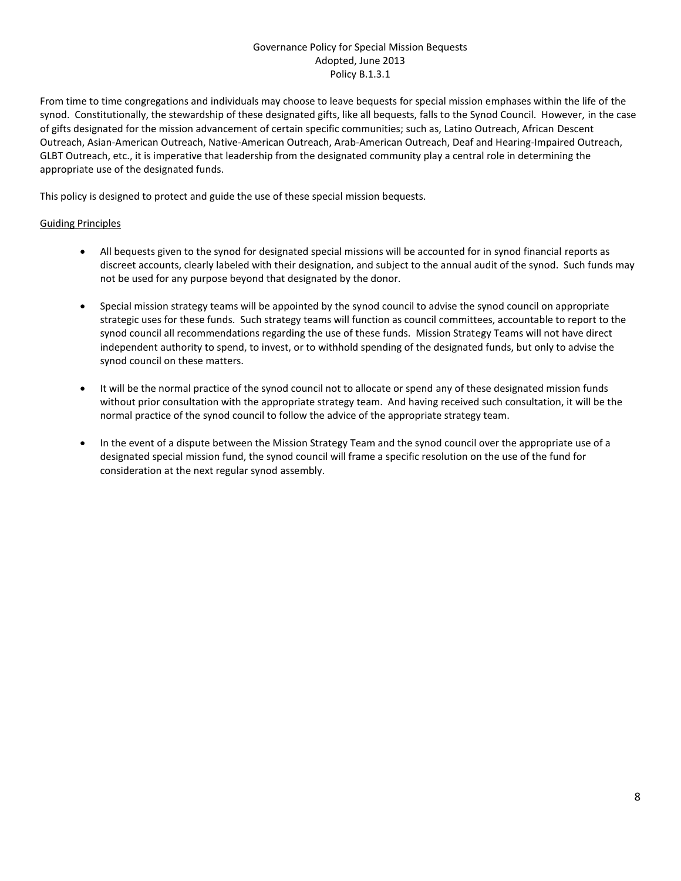# Governance Policy for Special Mission Bequests
Adopted, June 2013
Policy B.1.3.1

From time to time congregations and individuals may choose to leave bequests for special mission emphases within the life of the synod. Constitutionally, the stewardship of these designated gifts, like all bequests, falls to the Synod Council. However, in the case of gifts designated for the mission advancement of certain specific communities; such as, Latino Outreach, African Descent Outreach, Asian-American Outreach, Native-American Outreach, Arab-American Outreach, Deaf and Hearing-Impaired Outreach, GLBT Outreach, etc., it is imperative that leadership from the designated community play a central role in determining the appropriate use of the designated funds.

This policy is designed to protect and guide the use of these special mission bequests.

<u>Guiding Principles</u>

- All bequests given to the synod for designated special missions will be accounted for in synod financial reports as discreet accounts, clearly labeled with their designation, and subject to the annual audit of the synod. Such funds may not be used for any purpose beyond that designated by the donor.
- Special mission strategy teams will be appointed by the synod council to advise the synod council on appropriate strategic uses for these funds. Such strategy teams will function as council committees, accountable to report to the synod council all recommendations regarding the use of these funds. Mission Strategy Teams will not have direct independent authority to spend, to invest, or to withhold spending of the designated funds, but only to advise the synod council on these matters.
- It will be the normal practice of the synod council not to allocate or spend any of these designated mission funds without prior consultation with the appropriate strategy team. And having received such consultation, it will be the normal practice of the synod council to follow the advice of the appropriate strategy team.
- In the event of a dispute between the Mission Strategy Team and the synod council over the appropriate use of a designated special mission fund, the synod council will frame a specific resolution on the use of the fund for consideration at the next regular synod assembly.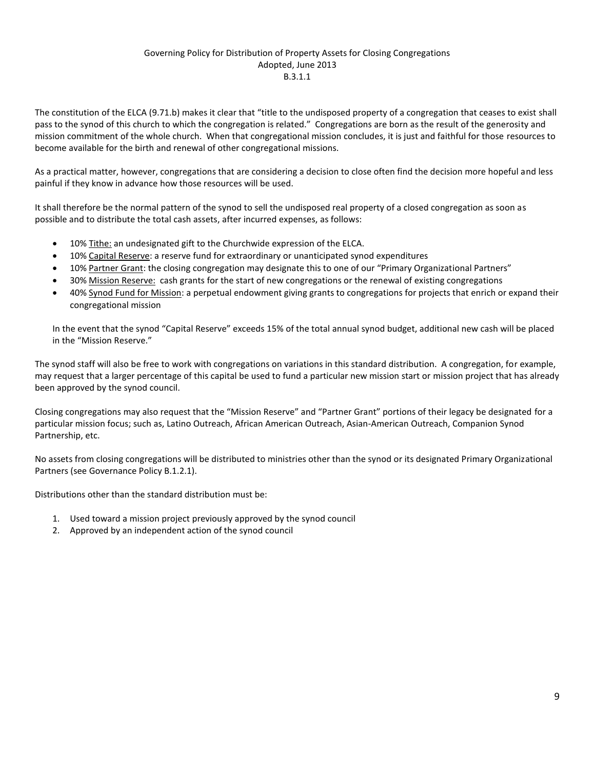# Governing Policy for Distribution of Property Assets for Closing Congregations

Adopted, June 2013

B.3.1.1

The constitution of the ELCA (9.71.b) makes it clear that "title to the undisposed property of a congregation that ceases to exist shall pass to the synod of this church to which the congregation is related." Congregations are born as the result of the generosity and mission commitment of the whole church. When that congregational mission concludes, it is just and faithful for those resources to become available for the birth and renewal of other congregational missions.

As a practical matter, however, congregations that are considering a decision to close often find the decision more hopeful and less painful if they know in advance how those resources will be used.

It shall therefore be the normal pattern of the synod to sell the undisposed real property of a closed congregation as soon as possible and to distribute the total cash assets, after incurred expenses, as follows:

- 10% Tithe: an undesignated gift to the Churchwide expression of the ELCA.
- 10% Capital Reserve: a reserve fund for extraordinary or unanticipated synod expenditures
- 10% Partner Grant: the closing congregation may designate this to one of our "Primary Organizational Partners"
- 30% Mission Reserve: cash grants for the start of new congregations or the renewal of existing congregations
- 40% Synod Fund for Mission: a perpetual endowment giving grants to congregations for projects that enrich or expand their congregational mission

In the event that the synod "Capital Reserve" exceeds 15% of the total annual synod budget, additional new cash will be placed in the "Mission Reserve."

The synod staff will also be free to work with congregations on variations in this standard distribution. A congregation, for example, may request that a larger percentage of this capital be used to fund a particular new mission start or mission project that has already been approved by the synod council.

Closing congregations may also request that the "Mission Reserve" and "Partner Grant" portions of their legacy be designated for a particular mission focus; such as, Latino Outreach, African American Outreach, Asian-American Outreach, Companion Synod Partnership, etc.

No assets from closing congregations will be distributed to ministries other than the synod or its designated Primary Organizational Partners (see Governance Policy B.1.2.1).

Distributions other than the standard distribution must be:

1. Used toward a mission project previously approved by the synod council
2. Approved by an independent action of the synod council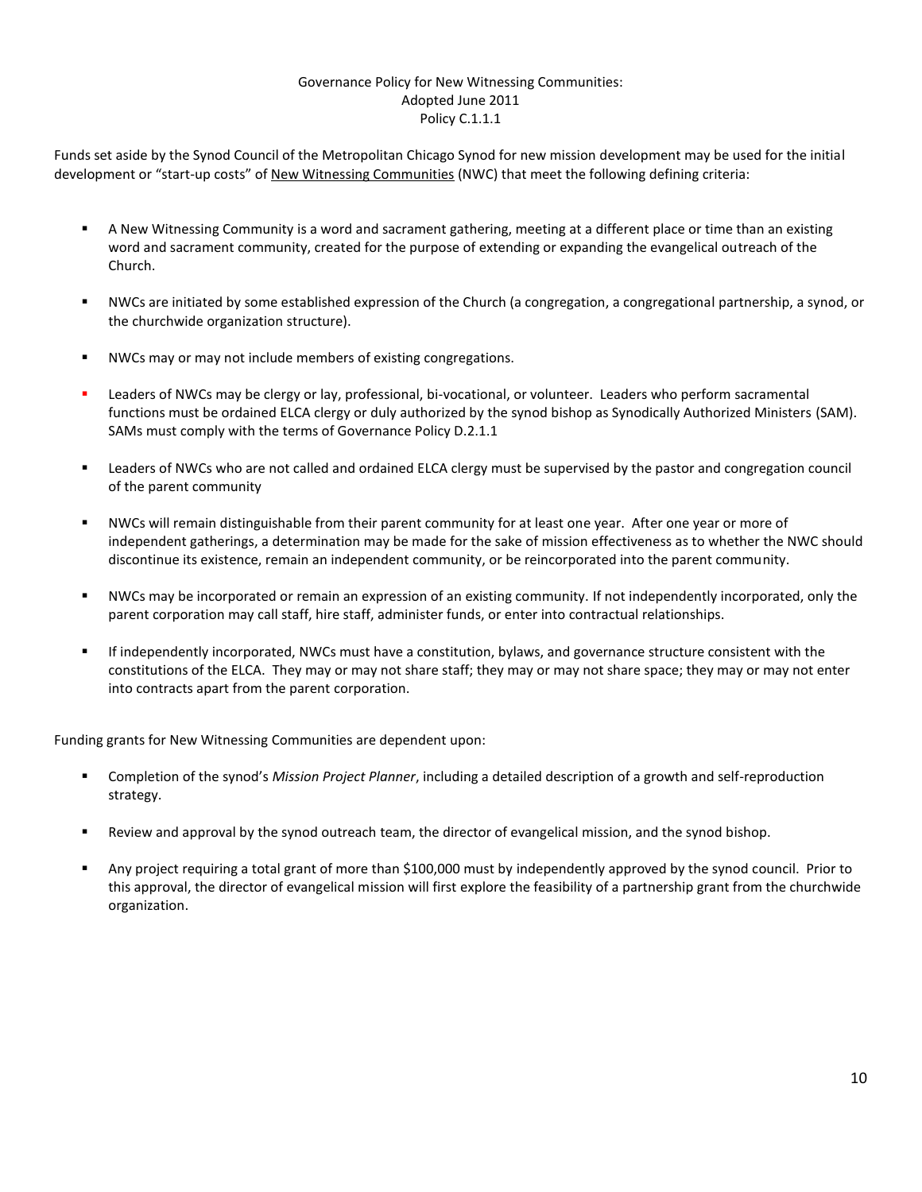Governance Policy for New Witnessing Communities:
Adopted June 2011
Policy C.1.1.1

Funds set aside by the Synod Council of the Metropolitan Chicago Synod for new mission development may be used for the initial development or "start-up costs" of <u>New Witnessing Communities</u> (NWC) that meet the following defining criteria:

- A New Witnessing Community is a word and sacrament gathering, meeting at a different place or time than an existing word and sacrament community, created for the purpose of extending or expanding the evangelical outreach of the Church.
- NWCs are initiated by some established expression of the Church (a congregation, a congregational partnership, a synod, or the churchwide organization structure).
- NWCs may or may not include members of existing congregations.
- Leaders of NWCs may be clergy or lay, professional, bi-vocational, or volunteer. Leaders who perform sacramental functions must be ordained ELCA clergy or duly authorized by the synod bishop as Synodically Authorized Ministers (SAM). SAMs must comply with the terms of Governance Policy D.2.1.1
- Leaders of NWCs who are not called and ordained ELCA clergy must be supervised by the pastor and congregation council of the parent community
- NWCs will remain distinguishable from their parent community for at least one year. After one year or more of independent gatherings, a determination may be made for the sake of mission effectiveness as to whether the NWC should discontinue its existence, remain an independent community, or be reincorporated into the parent community.
- NWCs may be incorporated or remain an expression of an existing community. If not independently incorporated, only the parent corporation may call staff, hire staff, administer funds, or enter into contractual relationships.
- If independently incorporated, NWCs must have a constitution, bylaws, and governance structure consistent with the constitutions of the ELCA. They may or may not share staff; they may or may not share space; they may or may not enter into contracts apart from the parent corporation.

Funding grants for New Witnessing Communities are dependent upon:

- Completion of the synod's *Mission Project Planner*, including a detailed description of a growth and self-reproduction strategy.
- Review and approval by the synod outreach team, the director of evangelical mission, and the synod bishop.
- Any project requiring a total grant of more than $100,000 must by independently approved by the synod council. Prior to this approval, the director of evangelical mission will first explore the feasibility of a partnership grant from the churchwide organization.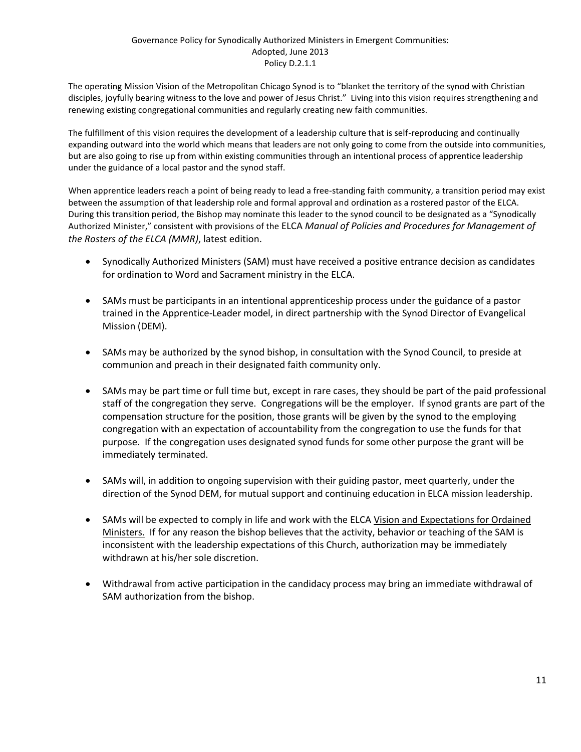# Governance Policy for Synodically Authorized Ministers in Emergent Communities: Adopted, June 2013 Policy D.2.1.1

The operating Mission Vision of the Metropolitan Chicago Synod is to "blanket the territory of the synod with Christian disciples, joyfully bearing witness to the love and power of Jesus Christ." Living into this vision requires strengthening and renewing existing congregational communities and regularly creating new faith communities.

The fulfillment of this vision requires the development of a leadership culture that is self-reproducing and continually expanding outward into the world which means that leaders are not only going to come from the outside into communities, but are also going to rise up from within existing communities through an intentional process of apprentice leadership under the guidance of a local pastor and the synod staff.

When apprentice leaders reach a point of being ready to lead a free-standing faith community, a transition period may exist between the assumption of that leadership role and formal approval and ordination as a rostered pastor of the ELCA. During this transition period, the Bishop may nominate this leader to the synod council to be designated as a "Synodically Authorized Minister," consistent with provisions of the ELCA *Manual of Policies and Procedures for Management of the Rosters of the ELCA (MMR)*, latest edition.

- Synodically Authorized Ministers (SAM) must have received a positive entrance decision as candidates for ordination to Word and Sacrament ministry in the ELCA.
- SAMs must be participants in an intentional apprenticeship process under the guidance of a pastor trained in the Apprentice-Leader model, in direct partnership with the Synod Director of Evangelical Mission (DEM).
- SAMs may be authorized by the synod bishop, in consultation with the Synod Council, to preside at communion and preach in their designated faith community only.
- SAMs may be part time or full time but, except in rare cases, they should be part of the paid professional staff of the congregation they serve. Congregations will be the employer. If synod grants are part of the compensation structure for the position, those grants will be given by the synod to the employing congregation with an expectation of accountability from the congregation to use the funds for that purpose. If the congregation uses designated synod funds for some other purpose the grant will be immediately terminated.
- SAMs will, in addition to ongoing supervision with their guiding pastor, meet quarterly, under the direction of the Synod DEM, for mutual support and continuing education in ELCA mission leadership.
- SAMs will be expected to comply in life and work with the ELCA Vision and Expectations for Ordained Ministers. If for any reason the bishop believes that the activity, behavior or teaching of the SAM is inconsistent with the leadership expectations of this Church, authorization may be immediately withdrawn at his/her sole discretion.
- Withdrawal from active participation in the candidacy process may bring an immediate withdrawal of SAM authorization from the bishop.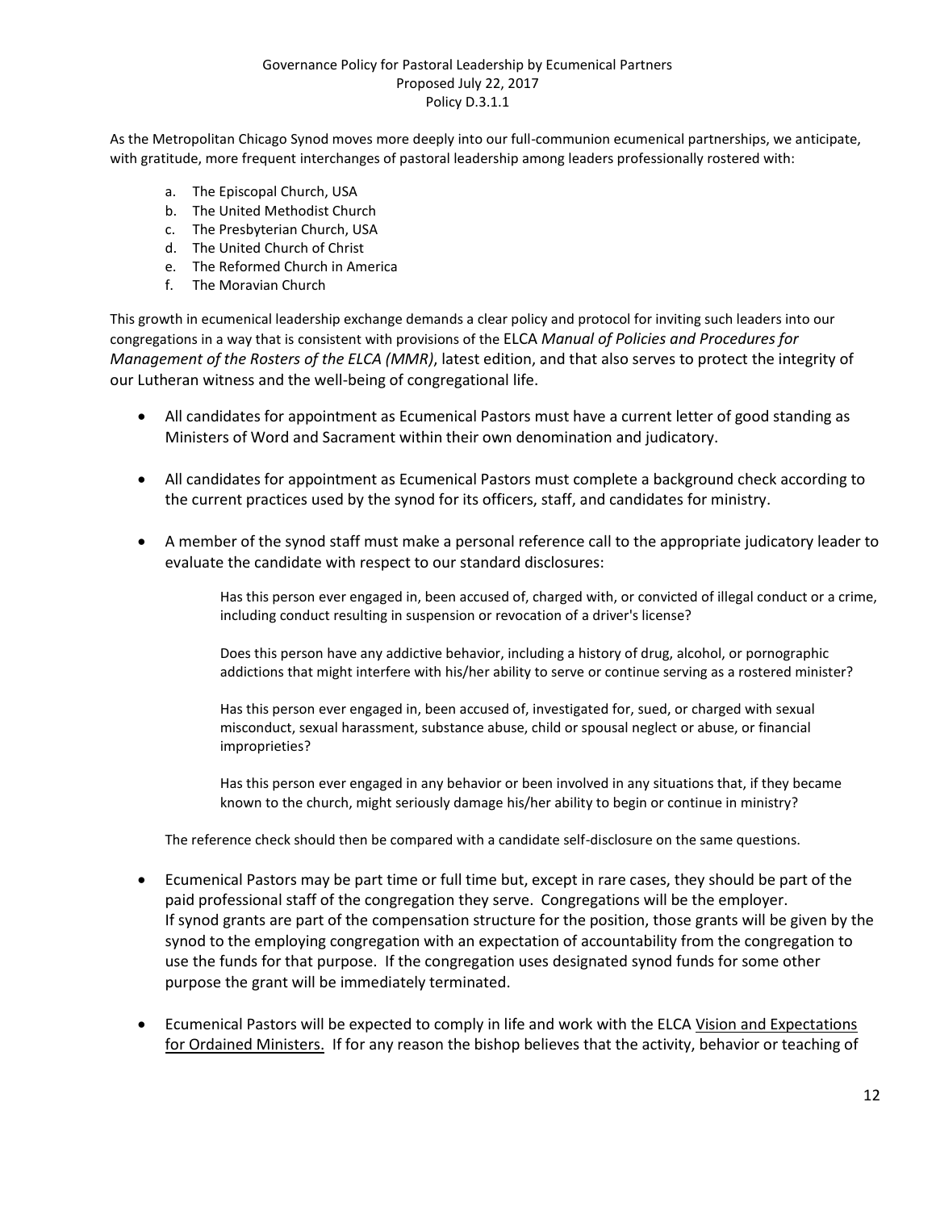Governance Policy for Pastoral Leadership by Ecumenical Partners
Proposed July 22, 2017
Policy D.3.1.1

As the Metropolitan Chicago Synod moves more deeply into our full-communion ecumenical partnerships, we anticipate, with gratitude, more frequent interchanges of pastoral leadership among leaders professionally rostered with:

a. The Episcopal Church, USA
b. The United Methodist Church
c. The Presbyterian Church, USA
d. The United Church of Christ
e. The Reformed Church in America
f. The Moravian Church

This growth in ecumenical leadership exchange demands a clear policy and protocol for inviting such leaders into our congregations in a way that is consistent with provisions of the ELCA *Manual of Policies and Procedures for Management of the Rosters of the ELCA (MMR)*, latest edition, and that also serves to protect the integrity of our Lutheran witness and the well-being of congregational life.

- All candidates for appointment as Ecumenical Pastors must have a current letter of good standing as Ministers of Word and Sacrament within their own denomination and judicatory.
- All candidates for appointment as Ecumenical Pastors must complete a background check according to the current practices used by the synod for its officers, staff, and candidates for ministry.
- A member of the synod staff must make a personal reference call to the appropriate judicatory leader to evaluate the candidate with respect to our standard disclosures:

  Has this person ever engaged in, been accused of, charged with, or convicted of illegal conduct or a crime, including conduct resulting in suspension or revocation of a driver's license?

  Does this person have any addictive behavior, including a history of drug, alcohol, or pornographic addictions that might interfere with his/her ability to serve or continue serving as a rostered minister?

  Has this person ever engaged in, been accused of, investigated for, sued, or charged with sexual misconduct, sexual harassment, substance abuse, child or spousal neglect or abuse, or financial improprieties?

  Has this person ever engaged in any behavior or been involved in any situations that, if they became known to the church, might seriously damage his/her ability to begin or continue in ministry?

  The reference check should then be compared with a candidate self-disclosure on the same questions.

- Ecumenical Pastors may be part time or full time but, except in rare cases, they should be part of the paid professional staff of the congregation they serve. Congregations will be the employer. If synod grants are part of the compensation structure for the position, those grants will be given by the synod to the employing congregation with an expectation of accountability from the congregation to use the funds for that purpose. If the congregation uses designated synod funds for some other purpose the grant will be immediately terminated.
- Ecumenical Pastors will be expected to comply in life and work with the ELCA Vision and Expectations for Ordained Ministers. If for any reason the bishop believes that the activity, behavior or teaching of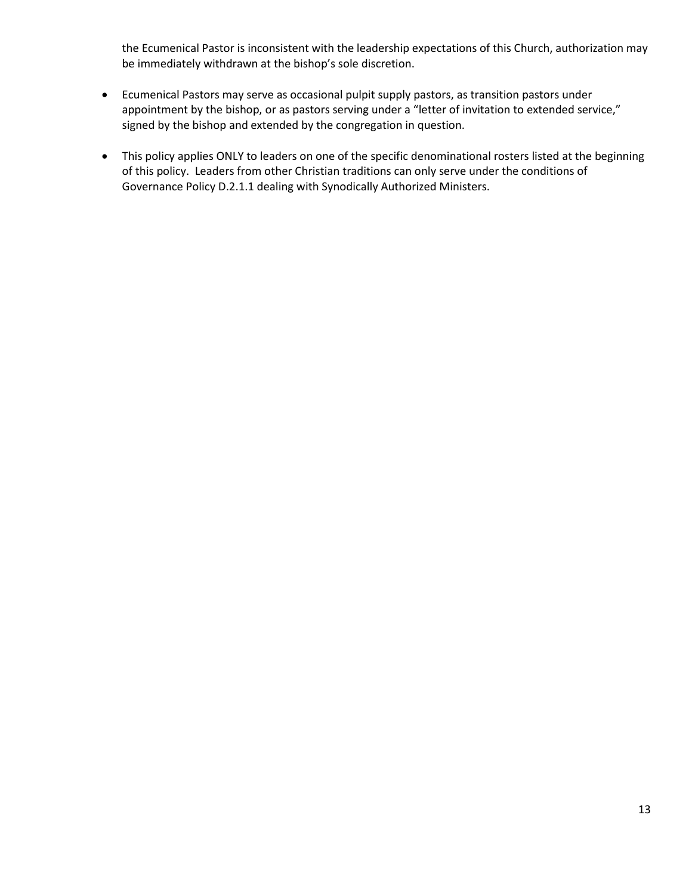the Ecumenical Pastor is inconsistent with the leadership expectations of this Church, authorization may be immediately withdrawn at the bishop's sole discretion.

- Ecumenical Pastors may serve as occasional pulpit supply pastors, as transition pastors under appointment by the bishop, or as pastors serving under a "letter of invitation to extended service," signed by the bishop and extended by the congregation in question.

- This policy applies ONLY to leaders on one of the specific denominational rosters listed at the beginning of this policy. Leaders from other Christian traditions can only serve under the conditions of Governance Policy D.2.1.1 dealing with Synodically Authorized Ministers.